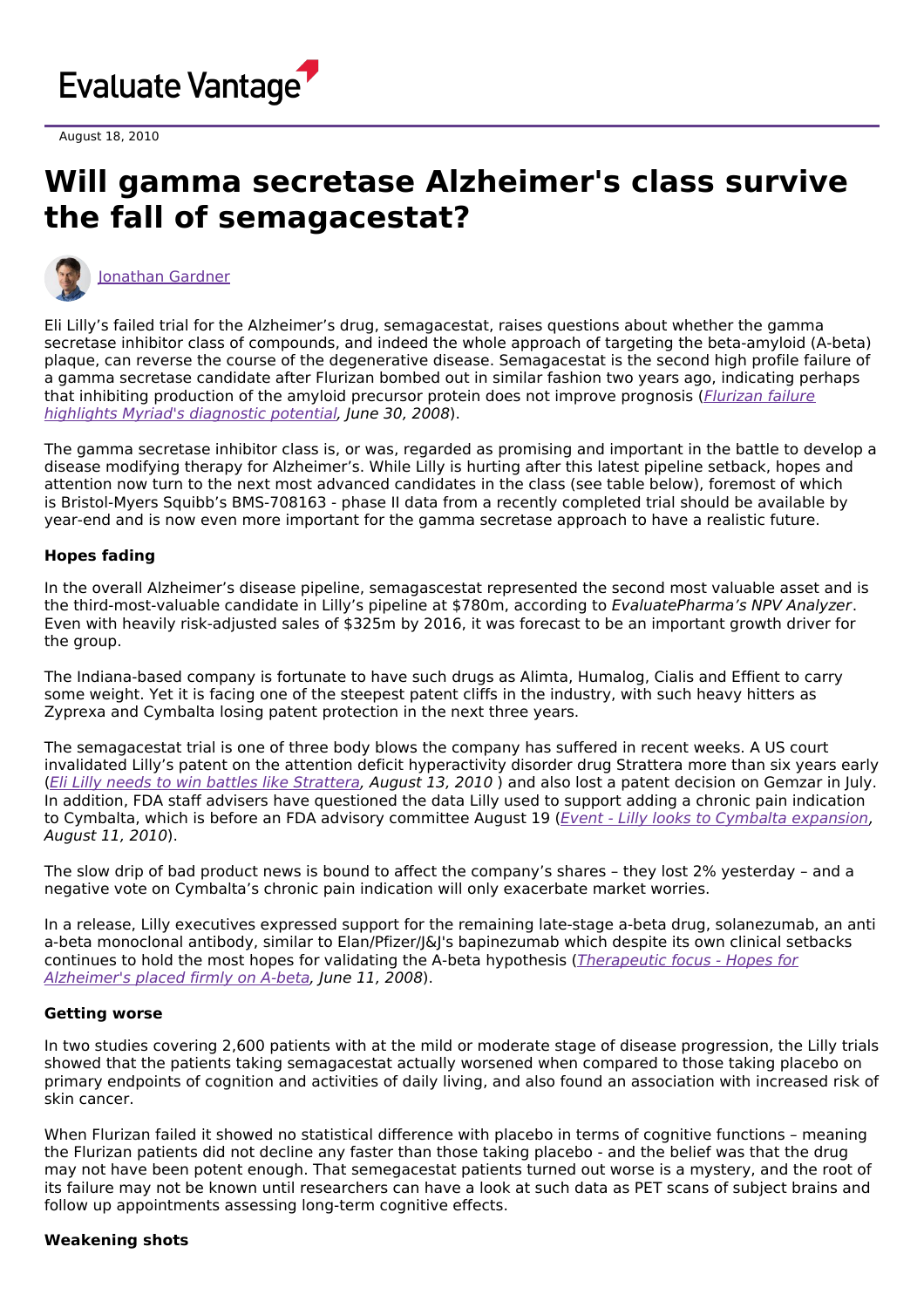August 18, 2010

# Will gamma secretase Alzheimer's class survive the fall of semagacestat?

Jonathan Gardner

Eli Lilly's failed trial for the Alzheimer's drug, semagacestat, raises questions about whether the gamma secretase inhibitor class of compounds, and indeed the whole approach of targeting the beta-amyloid (A-beta) plaque, can reverse the course of the degenerative disease. Semagacestat is the second high profile failure of a gamma secretase candidate after Flurizan bombed out in similar fashion two years ago, indicating perhaps that inhibiting production of the amyloid precursor protein does not improve prognosis (*Flurizan failure highlights Myriad's diagnostic potential, June 30, 2008*).

The gamma secretase inhibitor class is, or was, regarded as promising and important in the battle to develop a disease modifying therapy for Alzheimer's. While Lilly is hurting after this latest pipeline setback, hopes and attention now turn to the next most advanced candidates in the class (see table below), foremost of which is Bristol-Myers Squibb's BMS-708163 - phase II data from a recently completed trial should be available by year-end and is now even more important for the gamma secretase approach to have a realistic future.

**Hopes fading**

In the overall Alzheimer's disease pipeline, semagascestat represented the second most valuable asset and is the third-most-valuable candidate in Lilly's pipeline at $780m, according to *EvaluatePharma's NPV Analyzer*. Even with heavily risk-adjusted sales of $325m by 2016, it was forecast to be an important growth driver for the group.

The Indiana-based company is fortunate to have such drugs as Alimta, Humalog, Cialis and Effient to carry some weight. Yet it is facing one of the steepest patent cliffs in the industry, with such heavy hitters as Zyprexa and Cymbalta losing patent protection in the next three years.

The semagacestat trial is one of three body blows the company has suffered in recent weeks. A US court invalidated Lilly's patent on the attention deficit hyperactivity disorder drug Strattera more than six years early (*Eli Lilly needs to win battles like Strattera, August 13, 2010* ) and also lost a patent decision on Gemzar in July. In addition, FDA staff advisers have questioned the data Lilly used to support adding a chronic pain indication to Cymbalta, which is before an FDA advisory committee August 19 (*Event - Lilly looks to Cymbalta expansion, August 11, 2010*).

The slow drip of bad product news is bound to affect the company's shares – they lost 2% yesterday – and a negative vote on Cymbalta's chronic pain indication will only exacerbate market worries.

In a release, Lilly executives expressed support for the remaining late-stage a-beta drug, solanezumab, an anti a-beta monoclonal antibody, similar to Elan/Pfizer/J&J's bapinezumab which despite its own clinical setbacks continues to hold the most hopes for validating the A-beta hypothesis (*Therapeutic focus - Hopes for Alzheimer's placed firmly on A-beta, June 11, 2008*).

**Getting worse**

In two studies covering 2,600 patients with at the mild or moderate stage of disease progression, the Lilly trials showed that the patients taking semagacestat actually worsened when compared to those taking placebo on primary endpoints of cognition and activities of daily living, and also found an association with increased risk of skin cancer.

When Flurizan failed it showed no statistical difference with placebo in terms of cognitive functions – meaning the Flurizan patients did not decline any faster than those taking placebo - and the belief was that the drug may not have been potent enough. That semegacestat patients turned out worse is a mystery, and the root of its failure may not be known until researchers can have a look at such data as PET scans of subject brains and follow up appointments assessing long-term cognitive effects.

**Weakening shots**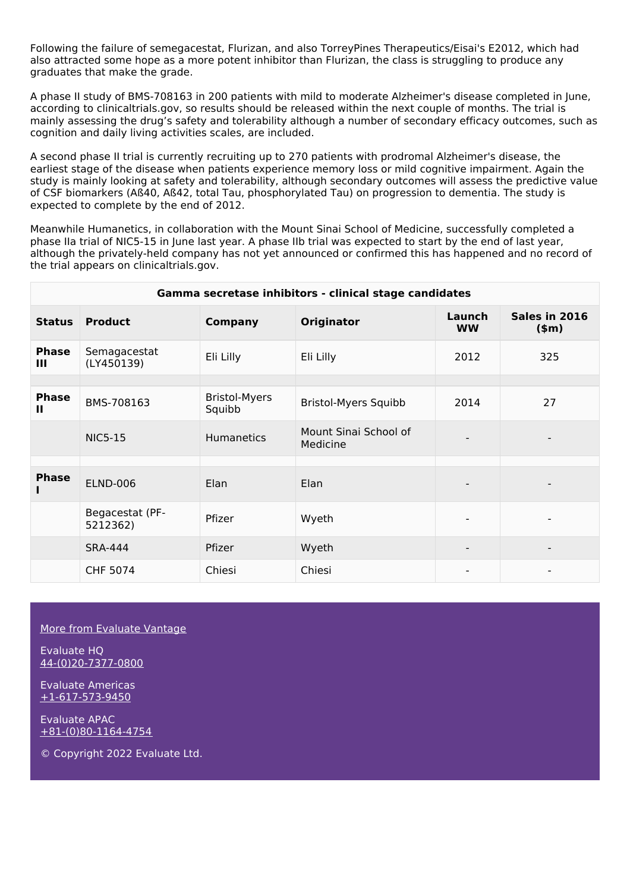Following the failure of semegacestat, Flurizan, and also TorreyPines Therapeutics/Eisai's E2012, which had also attracted some hope as a more potent inhibitor than Flurizan, the class is struggling to produce any graduates that make the grade.

A phase II study of BMS-708163 in 200 patients with mild to moderate Alzheimer's disease completed in June, according to clinicaltrials.gov, so results should be released within the next couple of months. The trial is mainly assessing the drug's safety and tolerability although a number of secondary efficacy outcomes, such as cognition and daily living activities scales, are included.

A second phase II trial is currently recruiting up to 270 patients with prodromal Alzheimer's disease, the earliest stage of the disease when patients experience memory loss or mild cognitive impairment. Again the study is mainly looking at safety and tolerability, although secondary outcomes will assess the predictive value of CSF biomarkers (Aß40, Aß42, total Tau, phosphorylated Tau) on progression to dementia. The study is expected to complete by the end of 2012.

Meanwhile Humanetics, in collaboration with the Mount Sinai School of Medicine, successfully completed a phase IIa trial of NIC5-15 in June last year. A phase IIb trial was expected to start by the end of last year, although the privately-held company has not yet announced or confirmed this has happened and no record of the trial appears on clinicaltrials.gov.

**Gamma secretase inhibitors - clinical stage candidates**

| Status | Product | Company | Originator | Launch WW | Sales in 2016 ($m) |
|---|---|---|---|---|---|
| **Phase III** | Semagacestat (LY450139) | Eli Lilly | Eli Lilly | 2012 | 325 |
| | | | | | |
| **Phase II** | BMS-708163 | Bristol-Myers Squibb | Bristol-Myers Squibb | 2014 | 27 |
| | NIC5-15 | Humanetics | Mount Sinai School of Medicine | - | - |
| | | | | | |
| **Phase I** | ELND-006 | Elan | Elan | - | - |
| | Begacestat (PF-5212362) | Pfizer | Wyeth | - | - |
| | SRA-444 | Pfizer | Wyeth | - | - |
| | CHF 5074 | Chiesi | Chiesi | - | - |

More from Evaluate Vantage

Evaluate HQ
44-(0)20-7377-0800

Evaluate Americas
+1-617-573-9450

Evaluate APAC
+81-(0)80-1164-4754

© Copyright 2022 Evaluate Ltd.